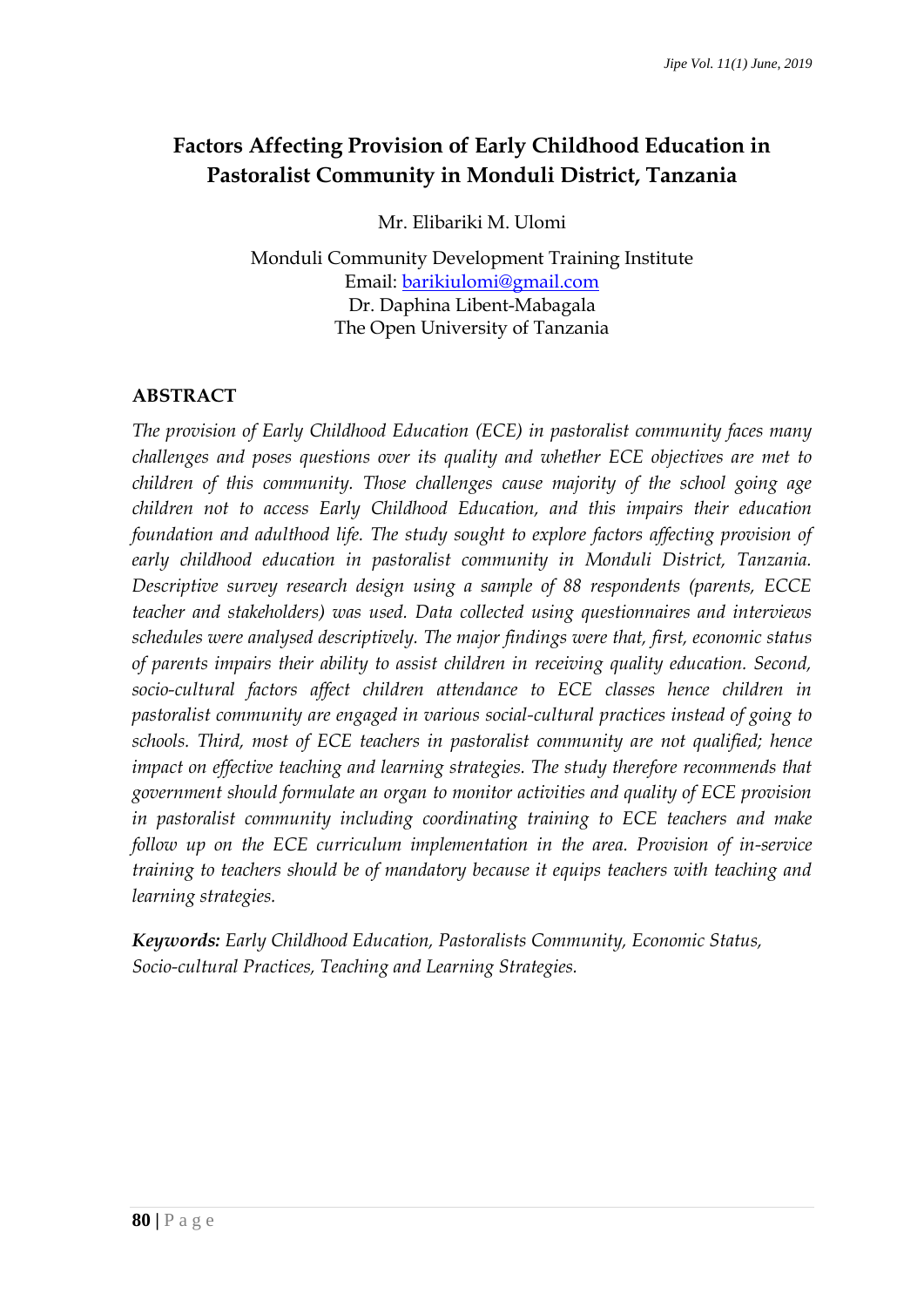# Factors Affecting Provision of Early Childhood Education in Pastoralist Community in Monduli District, Tanzania

Mr. Elibariki M. Ulomi

Monduli Community Development Training Institute
Email: barikiulomi@gmail.com
Dr. Daphina Libent-Mabagala
The Open University of Tanzania

## ABSTRACT

*The provision of Early Childhood Education (ECE) in pastoralist community faces many challenges and poses questions over its quality and whether ECE objectives are met to children of this community. Those challenges cause majority of the school going age children not to access Early Childhood Education, and this impairs their education foundation and adulthood life. The study sought to explore factors affecting provision of early childhood education in pastoralist community in Monduli District, Tanzania. Descriptive survey research design using a sample of 88 respondents (parents, ECCE teacher and stakeholders) was used. Data collected using questionnaires and interviews schedules were analysed descriptively. The major findings were that, first, economic status of parents impairs their ability to assist children in receiving quality education. Second, socio-cultural factors affect children attendance to ECE classes hence children in pastoralist community are engaged in various social-cultural practices instead of going to schools. Third, most of ECE teachers in pastoralist community are not qualified; hence impact on effective teaching and learning strategies. The study therefore recommends that government should formulate an organ to monitor activities and quality of ECE provision in pastoralist community including coordinating training to ECE teachers and make follow up on the ECE curriculum implementation in the area. Provision of in-service training to teachers should be of mandatory because it equips teachers with teaching and learning strategies.*

***Keywords:*** *Early Childhood Education, Pastoralists Community, Economic Status, Socio-cultural Practices, Teaching and Learning Strategies.*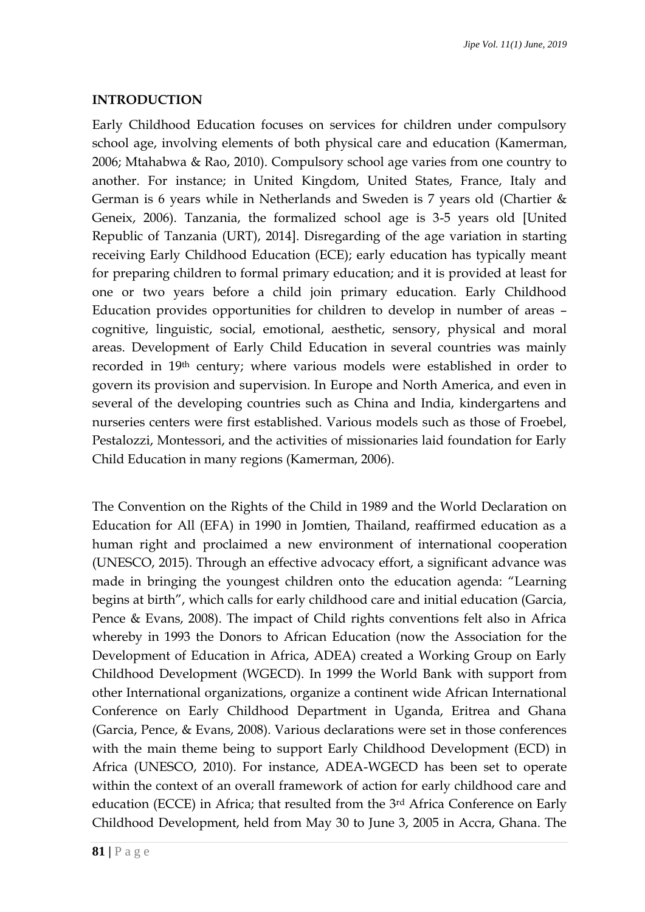**INTRODUCTION**

Early Childhood Education focuses on services for children under compulsory school age, involving elements of both physical care and education (Kamerman, 2006; Mtahabwa & Rao, 2010). Compulsory school age varies from one country to another. For instance; in United Kingdom, United States, France, Italy and German is 6 years while in Netherlands and Sweden is 7 years old (Chartier & Geneix, 2006). Tanzania, the formalized school age is 3-5 years old [United Republic of Tanzania (URT), 2014]. Disregarding of the age variation in starting receiving Early Childhood Education (ECE); early education has typically meant for preparing children to formal primary education; and it is provided at least for one or two years before a child join primary education. Early Childhood Education provides opportunities for children to develop in number of areas – cognitive, linguistic, social, emotional, aesthetic, sensory, physical and moral areas. Development of Early Child Education in several countries was mainly recorded in 19th century; where various models were established in order to govern its provision and supervision. In Europe and North America, and even in several of the developing countries such as China and India, kindergartens and nurseries centers were first established. Various models such as those of Froebel, Pestalozzi, Montessori, and the activities of missionaries laid foundation for Early Child Education in many regions (Kamerman, 2006).

The Convention on the Rights of the Child in 1989 and the World Declaration on Education for All (EFA) in 1990 in Jomtien, Thailand, reaffirmed education as a human right and proclaimed a new environment of international cooperation (UNESCO, 2015). Through an effective advocacy effort, a significant advance was made in bringing the youngest children onto the education agenda: "Learning begins at birth", which calls for early childhood care and initial education (Garcia, Pence & Evans, 2008). The impact of Child rights conventions felt also in Africa whereby in 1993 the Donors to African Education (now the Association for the Development of Education in Africa, ADEA) created a Working Group on Early Childhood Development (WGECD). In 1999 the World Bank with support from other International organizations, organize a continent wide African International Conference on Early Childhood Department in Uganda, Eritrea and Ghana (Garcia, Pence, & Evans, 2008). Various declarations were set in those conferences with the main theme being to support Early Childhood Development (ECD) in Africa (UNESCO, 2010). For instance, ADEA-WGECD has been set to operate within the context of an overall framework of action for early childhood care and education (ECCE) in Africa; that resulted from the 3rd Africa Conference on Early Childhood Development, held from May 30 to June 3, 2005 in Accra, Ghana. The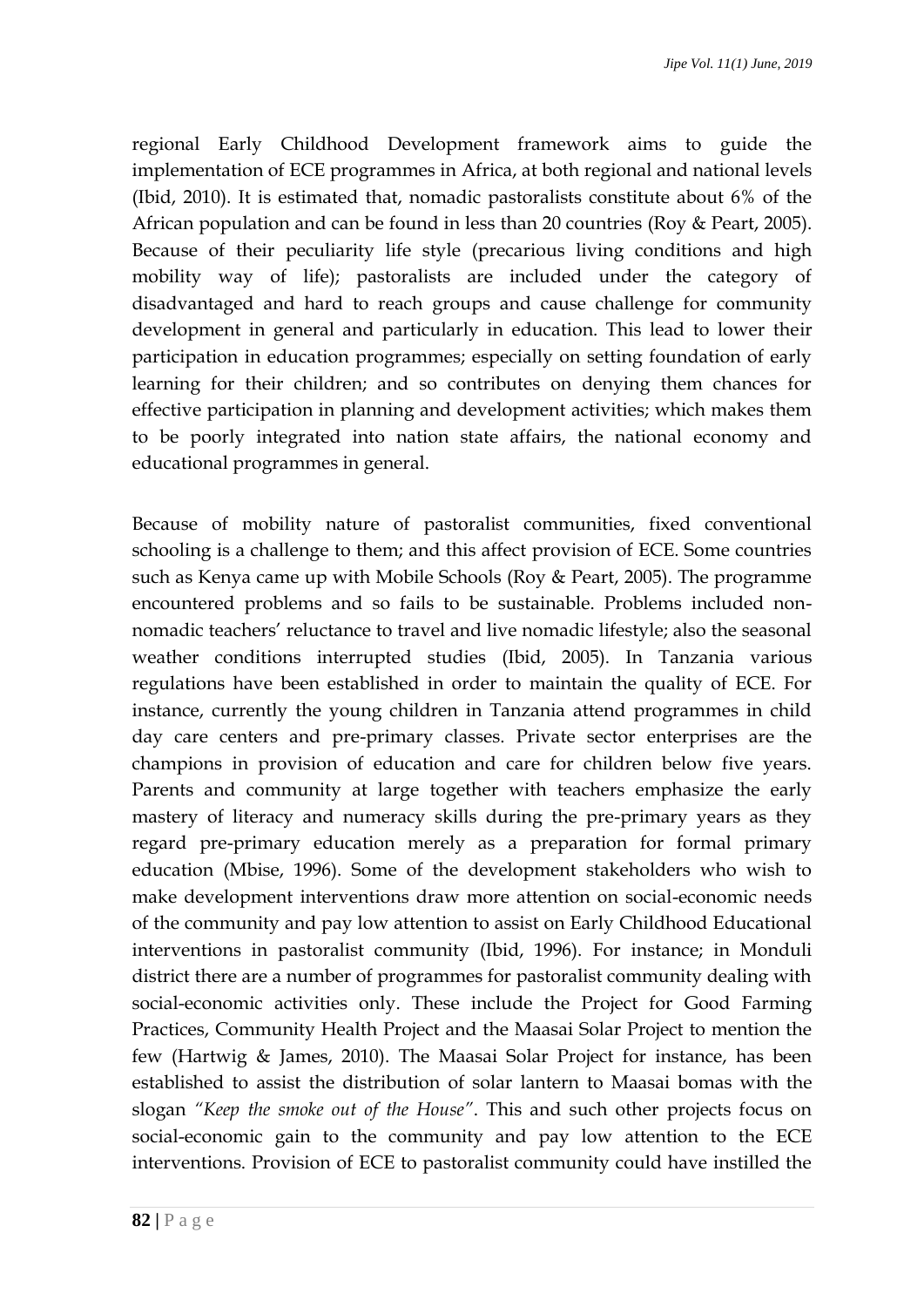regional Early Childhood Development framework aims to guide the implementation of ECE programmes in Africa, at both regional and national levels (Ibid, 2010). It is estimated that, nomadic pastoralists constitute about 6% of the African population and can be found in less than 20 countries (Roy & Peart, 2005). Because of their peculiarity life style (precarious living conditions and high mobility way of life); pastoralists are included under the category of disadvantaged and hard to reach groups and cause challenge for community development in general and particularly in education. This lead to lower their participation in education programmes; especially on setting foundation of early learning for their children; and so contributes on denying them chances for effective participation in planning and development activities; which makes them to be poorly integrated into nation state affairs, the national economy and educational programmes in general.

Because of mobility nature of pastoralist communities, fixed conventional schooling is a challenge to them; and this affect provision of ECE. Some countries such as Kenya came up with Mobile Schools (Roy & Peart, 2005). The programme encountered problems and so fails to be sustainable. Problems included non-nomadic teachers' reluctance to travel and live nomadic lifestyle; also the seasonal weather conditions interrupted studies (Ibid, 2005). In Tanzania various regulations have been established in order to maintain the quality of ECE. For instance, currently the young children in Tanzania attend programmes in child day care centers and pre-primary classes. Private sector enterprises are the champions in provision of education and care for children below five years. Parents and community at large together with teachers emphasize the early mastery of literacy and numeracy skills during the pre-primary years as they regard pre-primary education merely as a preparation for formal primary education (Mbise, 1996). Some of the development stakeholders who wish to make development interventions draw more attention on social-economic needs of the community and pay low attention to assist on Early Childhood Educational interventions in pastoralist community (Ibid, 1996). For instance; in Monduli district there are a number of programmes for pastoralist community dealing with social-economic activities only. These include the Project for Good Farming Practices, Community Health Project and the Maasai Solar Project to mention the few (Hartwig & James, 2010). The Maasai Solar Project for instance, has been established to assist the distribution of solar lantern to Maasai bomas with the slogan *"Keep the smoke out of the House"*. This and such other projects focus on social-economic gain to the community and pay low attention to the ECE interventions. Provision of ECE to pastoralist community could have instilled the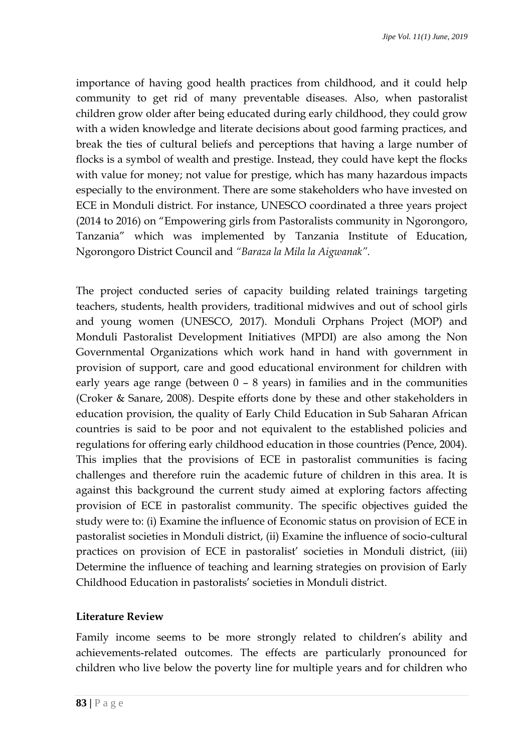importance of having good health practices from childhood, and it could help community to get rid of many preventable diseases. Also, when pastoralist children grow older after being educated during early childhood, they could grow with a widen knowledge and literate decisions about good farming practices, and break the ties of cultural beliefs and perceptions that having a large number of flocks is a symbol of wealth and prestige. Instead, they could have kept the flocks with value for money; not value for prestige, which has many hazardous impacts especially to the environment. There are some stakeholders who have invested on ECE in Monduli district. For instance, UNESCO coordinated a three years project (2014 to 2016) on "Empowering girls from Pastoralists community in Ngorongoro, Tanzania" which was implemented by Tanzania Institute of Education, Ngorongoro District Council and *"Baraza la Mila la Aigwanak"*.

The project conducted series of capacity building related trainings targeting teachers, students, health providers, traditional midwives and out of school girls and young women (UNESCO, 2017). Monduli Orphans Project (MOP) and Monduli Pastoralist Development Initiatives (MPDI) are also among the Non Governmental Organizations which work hand in hand with government in provision of support, care and good educational environment for children with early years age range (between 0 – 8 years) in families and in the communities (Croker & Sanare, 2008). Despite efforts done by these and other stakeholders in education provision, the quality of Early Child Education in Sub Saharan African countries is said to be poor and not equivalent to the established policies and regulations for offering early childhood education in those countries (Pence, 2004). This implies that the provisions of ECE in pastoralist communities is facing challenges and therefore ruin the academic future of children in this area. It is against this background the current study aimed at exploring factors affecting provision of ECE in pastoralist community. The specific objectives guided the study were to: (i) Examine the influence of Economic status on provision of ECE in pastoralist societies in Monduli district, (ii) Examine the influence of socio-cultural practices on provision of ECE in pastoralist' societies in Monduli district, (iii) Determine the influence of teaching and learning strategies on provision of Early Childhood Education in pastoralists' societies in Monduli district.

**Literature Review**

Family income seems to be more strongly related to children's ability and achievements-related outcomes. The effects are particularly pronounced for children who live below the poverty line for multiple years and for children who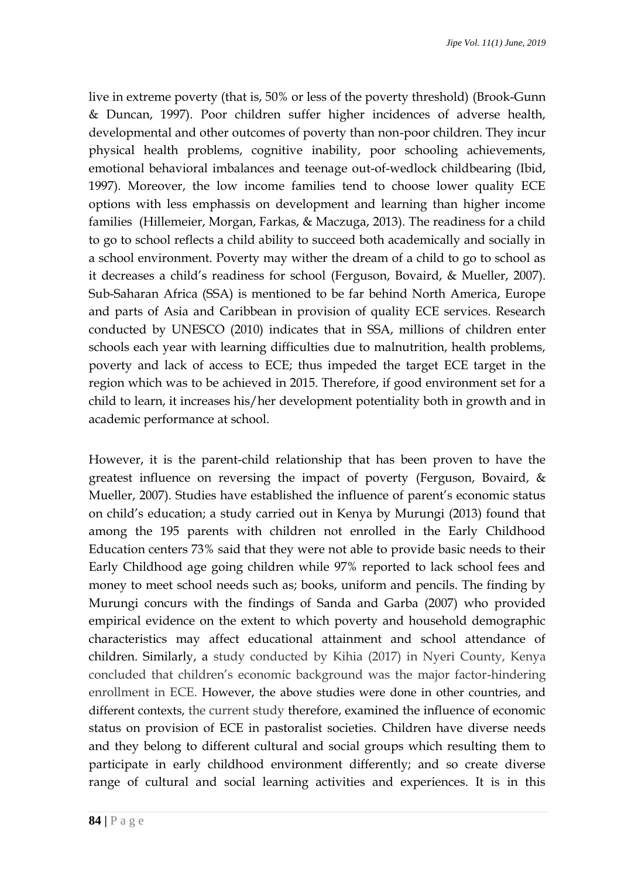live in extreme poverty (that is, 50% or less of the poverty threshold) (Brook-Gunn & Duncan, 1997). Poor children suffer higher incidences of adverse health, developmental and other outcomes of poverty than non-poor children. They incur physical health problems, cognitive inability, poor schooling achievements, emotional behavioral imbalances and teenage out-of-wedlock childbearing (Ibid, 1997). Moreover, the low income families tend to choose lower quality ECE options with less emphassis on development and learning than higher income families (Hillemeier, Morgan, Farkas, & Maczuga, 2013). The readiness for a child to go to school reflects a child ability to succeed both academically and socially in a school environment. Poverty may wither the dream of a child to go to school as it decreases a child's readiness for school (Ferguson, Bovaird, & Mueller, 2007). Sub-Saharan Africa (SSA) is mentioned to be far behind North America, Europe and parts of Asia and Caribbean in provision of quality ECE services. Research conducted by UNESCO (2010) indicates that in SSA, millions of children enter schools each year with learning difficulties due to malnutrition, health problems, poverty and lack of access to ECE; thus impeded the target ECE target in the region which was to be achieved in 2015. Therefore, if good environment set for a child to learn, it increases his/her development potentiality both in growth and in academic performance at school.

However, it is the parent-child relationship that has been proven to have the greatest influence on reversing the impact of poverty (Ferguson, Bovaird, & Mueller, 2007). Studies have established the influence of parent's economic status on child's education; a study carried out in Kenya by Murungi (2013) found that among the 195 parents with children not enrolled in the Early Childhood Education centers 73% said that they were not able to provide basic needs to their Early Childhood age going children while 97% reported to lack school fees and money to meet school needs such as; books, uniform and pencils. The finding by Murungi concurs with the findings of Sanda and Garba (2007) who provided empirical evidence on the extent to which poverty and household demographic characteristics may affect educational attainment and school attendance of children. Similarly, a study conducted by Kihia (2017) in Nyeri County, Kenya concluded that children's economic background was the major factor-hindering enrollment in ECE. However, the above studies were done in other countries, and different contexts, the current study therefore, examined the influence of economic status on provision of ECE in pastoralist societies. Children have diverse needs and they belong to different cultural and social groups which resulting them to participate in early childhood environment differently; and so create diverse range of cultural and social learning activities and experiences. It is in this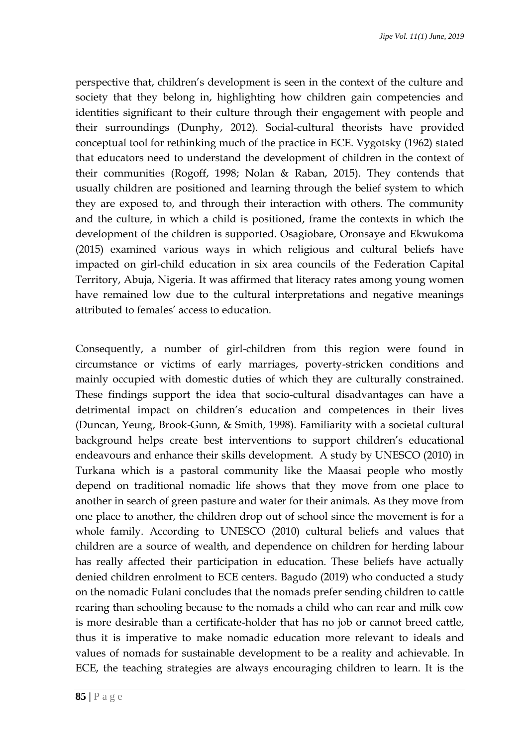perspective that, children's development is seen in the context of the culture and society that they belong in, highlighting how children gain competencies and identities significant to their culture through their engagement with people and their surroundings (Dunphy, 2012). Social-cultural theorists have provided conceptual tool for rethinking much of the practice in ECE. Vygotsky (1962) stated that educators need to understand the development of children in the context of their communities (Rogoff, 1998; Nolan & Raban, 2015). They contends that usually children are positioned and learning through the belief system to which they are exposed to, and through their interaction with others. The community and the culture, in which a child is positioned, frame the contexts in which the development of the children is supported. Osagiobare, Oronsaye and Ekwukoma (2015) examined various ways in which religious and cultural beliefs have impacted on girl-child education in six area councils of the Federation Capital Territory, Abuja, Nigeria. It was affirmed that literacy rates among young women have remained low due to the cultural interpretations and negative meanings attributed to females' access to education.

Consequently, a number of girl-children from this region were found in circumstance or victims of early marriages, poverty-stricken conditions and mainly occupied with domestic duties of which they are culturally constrained. These findings support the idea that socio-cultural disadvantages can have a detrimental impact on children's education and competences in their lives (Duncan, Yeung, Brook-Gunn, & Smith, 1998). Familiarity with a societal cultural background helps create best interventions to support children's educational endeavours and enhance their skills development. A study by UNESCO (2010) in Turkana which is a pastoral community like the Maasai people who mostly depend on traditional nomadic life shows that they move from one place to another in search of green pasture and water for their animals. As they move from one place to another, the children drop out of school since the movement is for a whole family. According to UNESCO (2010) cultural beliefs and values that children are a source of wealth, and dependence on children for herding labour has really affected their participation in education. These beliefs have actually denied children enrolment to ECE centers. Bagudo (2019) who conducted a study on the nomadic Fulani concludes that the nomads prefer sending children to cattle rearing than schooling because to the nomads a child who can rear and milk cow is more desirable than a certificate-holder that has no job or cannot breed cattle, thus it is imperative to make nomadic education more relevant to ideals and values of nomads for sustainable development to be a reality and achievable. In ECE, the teaching strategies are always encouraging children to learn. It is the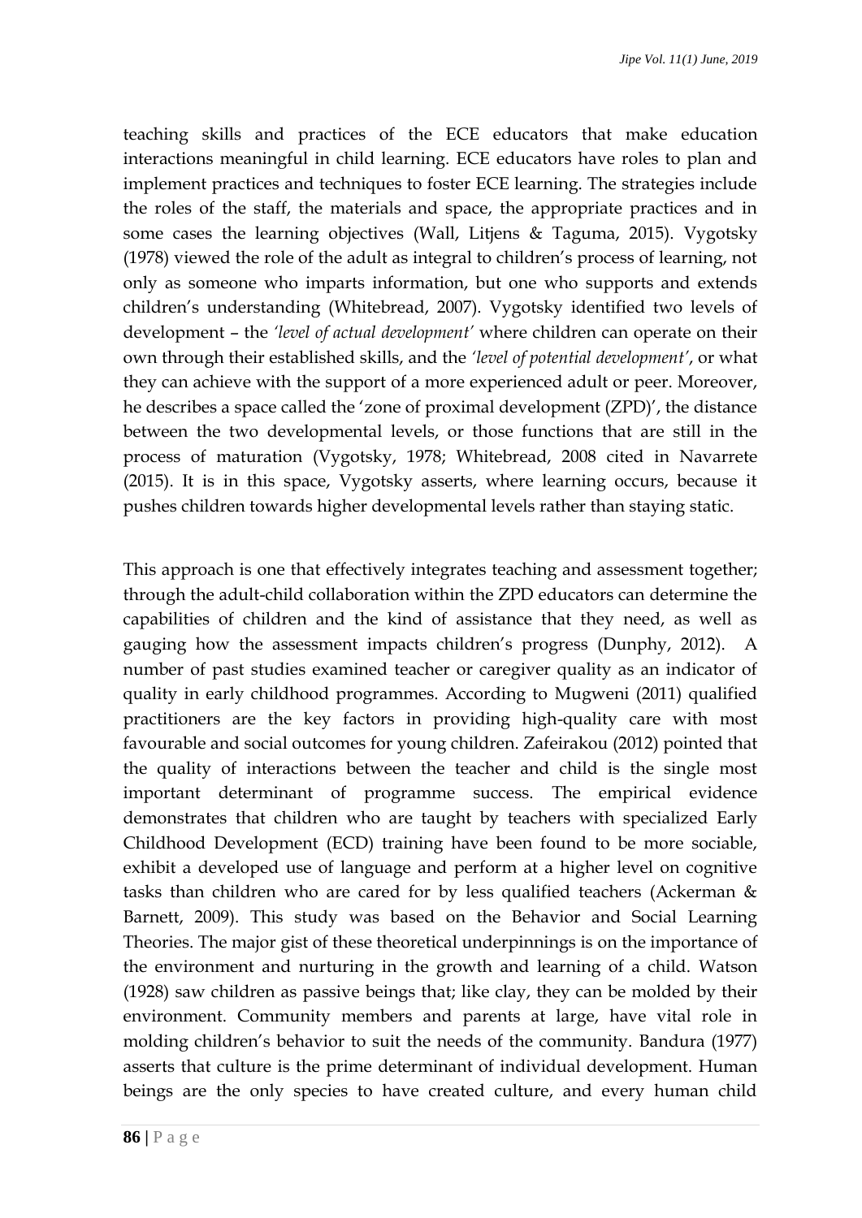teaching skills and practices of the ECE educators that make education interactions meaningful in child learning. ECE educators have roles to plan and implement practices and techniques to foster ECE learning. The strategies include the roles of the staff, the materials and space, the appropriate practices and in some cases the learning objectives (Wall, Litjens & Taguma, 2015). Vygotsky (1978) viewed the role of the adult as integral to children's process of learning, not only as someone who imparts information, but one who supports and extends children's understanding (Whitebread, 2007). Vygotsky identified two levels of development – the *'level of actual development'* where children can operate on their own through their established skills, and the *'level of potential development'*, or what they can achieve with the support of a more experienced adult or peer. Moreover, he describes a space called the 'zone of proximal development (ZPD)', the distance between the two developmental levels, or those functions that are still in the process of maturation (Vygotsky, 1978; Whitebread, 2008 cited in Navarrete (2015). It is in this space, Vygotsky asserts, where learning occurs, because it pushes children towards higher developmental levels rather than staying static.

This approach is one that effectively integrates teaching and assessment together; through the adult-child collaboration within the ZPD educators can determine the capabilities of children and the kind of assistance that they need, as well as gauging how the assessment impacts children's progress (Dunphy, 2012). A number of past studies examined teacher or caregiver quality as an indicator of quality in early childhood programmes. According to Mugweni (2011) qualified practitioners are the key factors in providing high-quality care with most favourable and social outcomes for young children. Zafeirakou (2012) pointed that the quality of interactions between the teacher and child is the single most important determinant of programme success. The empirical evidence demonstrates that children who are taught by teachers with specialized Early Childhood Development (ECD) training have been found to be more sociable, exhibit a developed use of language and perform at a higher level on cognitive tasks than children who are cared for by less qualified teachers (Ackerman & Barnett, 2009). This study was based on the Behavior and Social Learning Theories. The major gist of these theoretical underpinnings is on the importance of the environment and nurturing in the growth and learning of a child. Watson (1928) saw children as passive beings that; like clay, they can be molded by their environment. Community members and parents at large, have vital role in molding children's behavior to suit the needs of the community. Bandura (1977) asserts that culture is the prime determinant of individual development. Human beings are the only species to have created culture, and every human child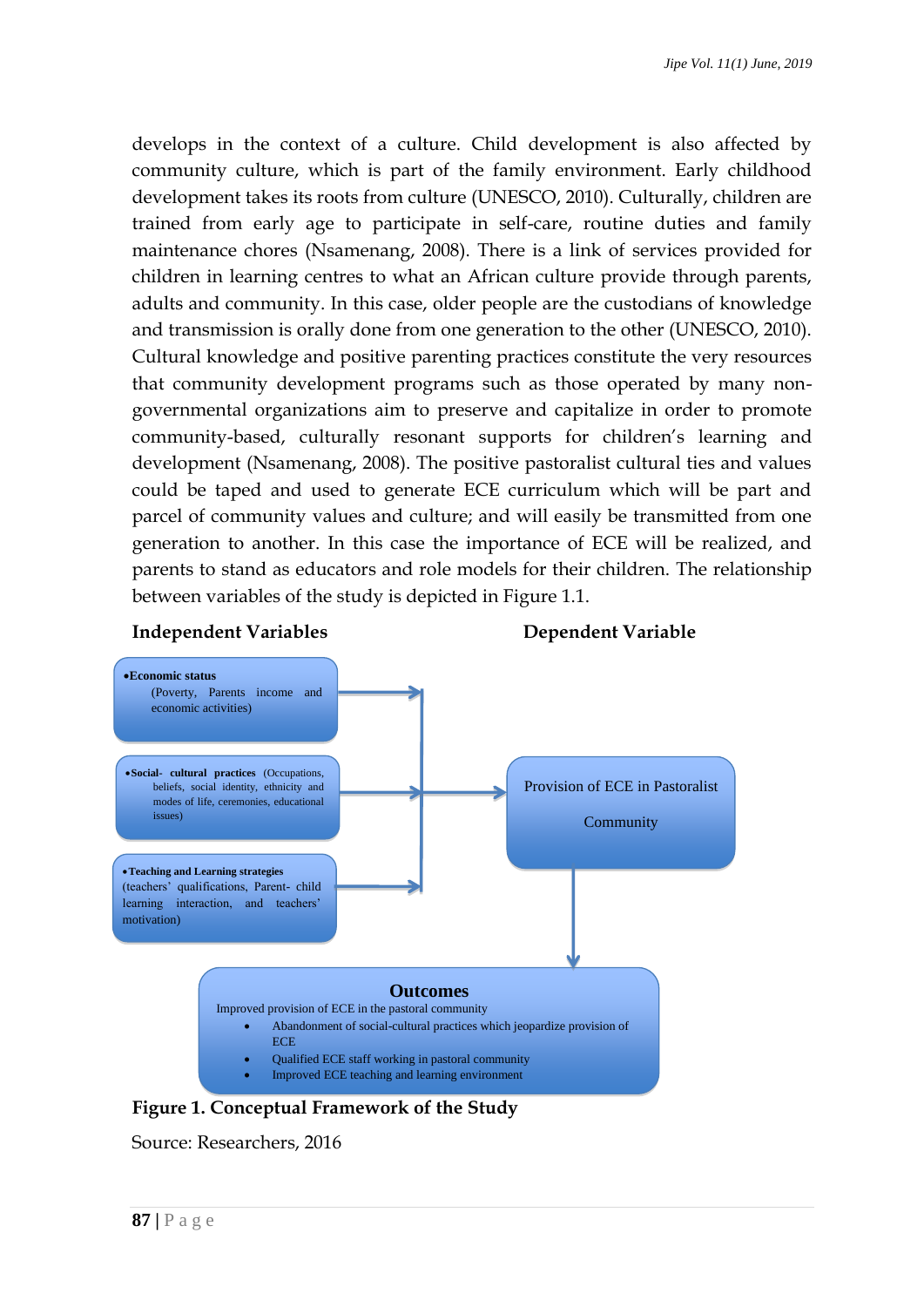develops in the context of a culture. Child development is also affected by community culture, which is part of the family environment. Early childhood development takes its roots from culture (UNESCO, 2010). Culturally, children are trained from early age to participate in self-care, routine duties and family maintenance chores (Nsamenang, 2008). There is a link of services provided for children in learning centres to what an African culture provide through parents, adults and community. In this case, older people are the custodians of knowledge and transmission is orally done from one generation to the other (UNESCO, 2010). Cultural knowledge and positive parenting practices constitute the very resources that community development programs such as those operated by many non-governmental organizations aim to preserve and capitalize in order to promote community-based, culturally resonant supports for children's learning and development (Nsamenang, 2008). The positive pastoralist cultural ties and values could be taped and used to generate ECE curriculum which will be part and parcel of community values and culture; and will easily be transmitted from one generation to another. In this case the importance of ECE will be realized, and parents to stand as educators and role models for their children. The relationship between variables of the study is depicted in Figure 1.1.

**Independent Variables**

**Dependent Variable**

- **Economic status** (Poverty, Parents income and economic activities)
- **Social- cultural practices** (Occupations, beliefs, social identity, ethnicity and modes of life, ceremonies, educational issues)
- **Teaching and Learning strategies** (teachers' qualifications, Parent- child learning interaction, and teachers' motivation)

Provision of ECE in Pastoralist Community

**Outcomes**

Improved provision of ECE in the pastoral community

- Abandonment of social-cultural practices which jeopardize provision of ECE
- Qualified ECE staff working in pastoral community
- Improved ECE teaching and learning environment

**Figure 1. Conceptual Framework of the Study**

Source: Researchers, 2016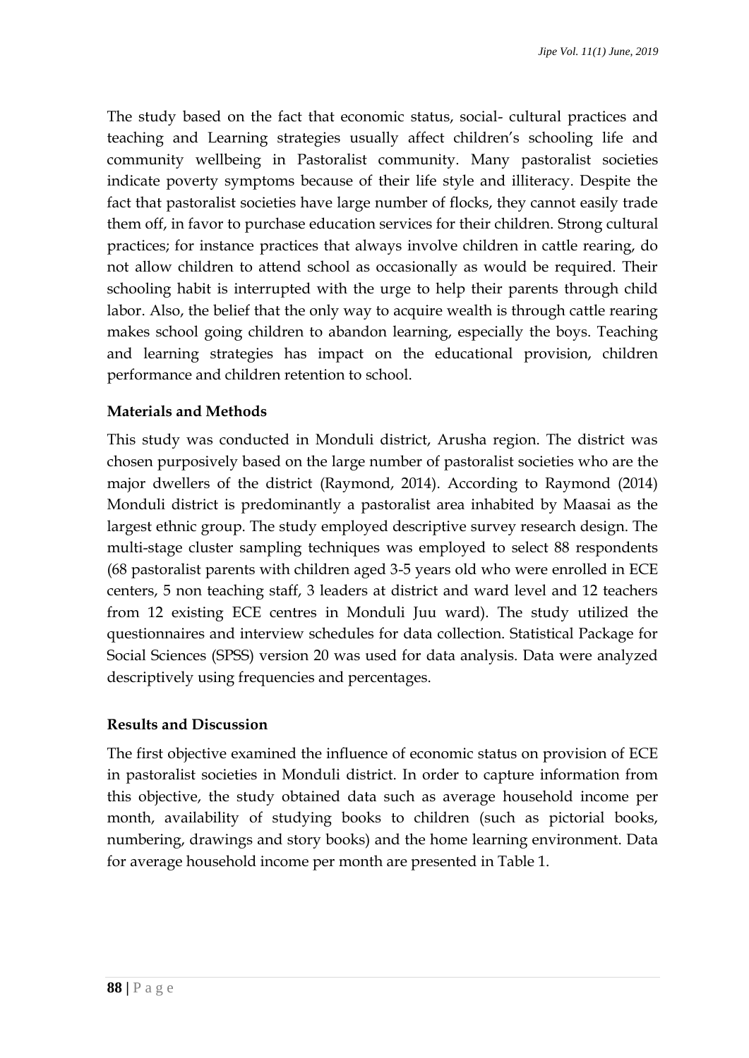The study based on the fact that economic status, social- cultural practices and teaching and Learning strategies usually affect children's schooling life and community wellbeing in Pastoralist community. Many pastoralist societies indicate poverty symptoms because of their life style and illiteracy. Despite the fact that pastoralist societies have large number of flocks, they cannot easily trade them off, in favor to purchase education services for their children. Strong cultural practices; for instance practices that always involve children in cattle rearing, do not allow children to attend school as occasionally as would be required. Their schooling habit is interrupted with the urge to help their parents through child labor. Also, the belief that the only way to acquire wealth is through cattle rearing makes school going children to abandon learning, especially the boys. Teaching and learning strategies has impact on the educational provision, children performance and children retention to school.

**Materials and Methods**

This study was conducted in Monduli district, Arusha region. The district was chosen purposively based on the large number of pastoralist societies who are the major dwellers of the district (Raymond, 2014). According to Raymond (2014) Monduli district is predominantly a pastoralist area inhabited by Maasai as the largest ethnic group. The study employed descriptive survey research design. The multi-stage cluster sampling techniques was employed to select 88 respondents (68 pastoralist parents with children aged 3-5 years old who were enrolled in ECE centers, 5 non teaching staff, 3 leaders at district and ward level and 12 teachers from 12 existing ECE centres in Monduli Juu ward). The study utilized the questionnaires and interview schedules for data collection. Statistical Package for Social Sciences (SPSS) version 20 was used for data analysis. Data were analyzed descriptively using frequencies and percentages.

**Results and Discussion**

The first objective examined the influence of economic status on provision of ECE in pastoralist societies in Monduli district. In order to capture information from this objective, the study obtained data such as average household income per month, availability of studying books to children (such as pictorial books, numbering, drawings and story books) and the home learning environment. Data for average household income per month are presented in Table 1.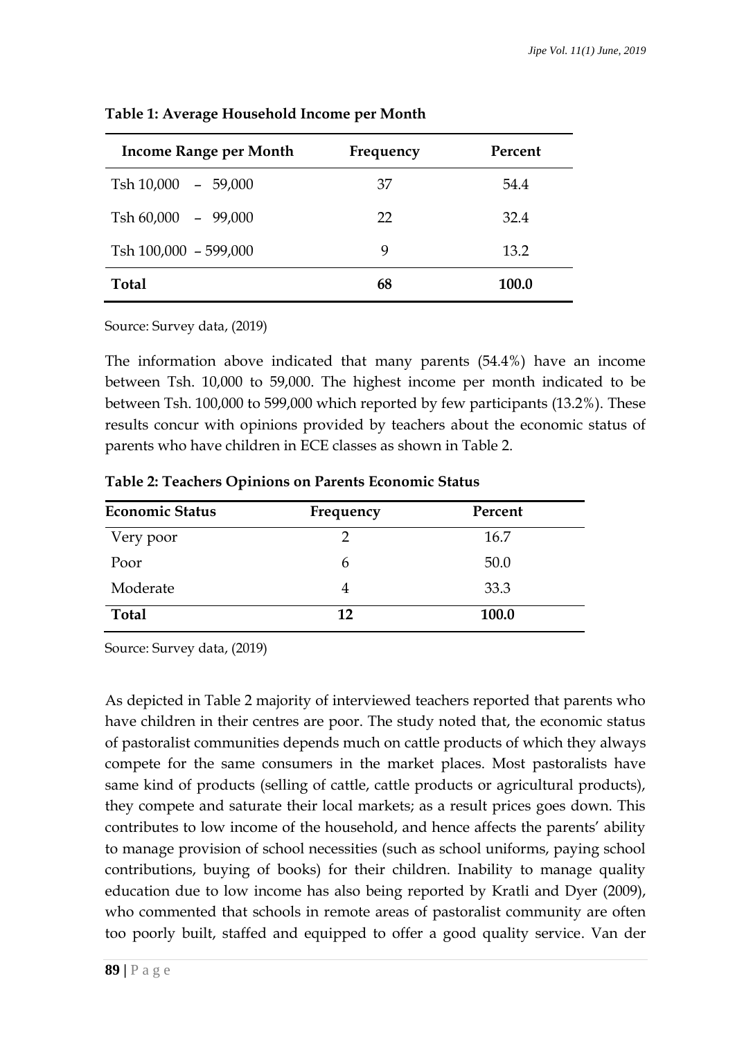**Table 1: Average Household Income per Month**

| Income Range per Month | Frequency | Percent |
| --- | --- | --- |
| Tsh 10,000 – 59,000 | 37 | 54.4 |
| Tsh 60,000 – 99,000 | 22 | 32.4 |
| Tsh 100,000 – 599,000 | 9 | 13.2 |
| **Total** | **68** | **100.0** |

Source: Survey data, (2019)

The information above indicated that many parents (54.4%) have an income between Tsh. 10,000 to 59,000. The highest income per month indicated to be between Tsh. 100,000 to 599,000 which reported by few participants (13.2%). These results concur with opinions provided by teachers about the economic status of parents who have children in ECE classes as shown in Table 2.

**Table 2: Teachers Opinions on Parents Economic Status**

| Economic Status | Frequency | Percent |
| --- | --- | --- |
| Very poor | 2 | 16.7 |
| Poor | 6 | 50.0 |
| Moderate | 4 | 33.3 |
| **Total** | **12** | **100.0** |

Source: Survey data, (2019)

As depicted in Table 2 majority of interviewed teachers reported that parents who have children in their centres are poor. The study noted that, the economic status of pastoralist communities depends much on cattle products of which they always compete for the same consumers in the market places. Most pastoralists have same kind of products (selling of cattle, cattle products or agricultural products), they compete and saturate their local markets; as a result prices goes down. This contributes to low income of the household, and hence affects the parents' ability to manage provision of school necessities (such as school uniforms, paying school contributions, buying of books) for their children. Inability to manage quality education due to low income has also being reported by Kratli and Dyer (2009), who commented that schools in remote areas of pastoralist community are often too poorly built, staffed and equipped to offer a good quality service. Van der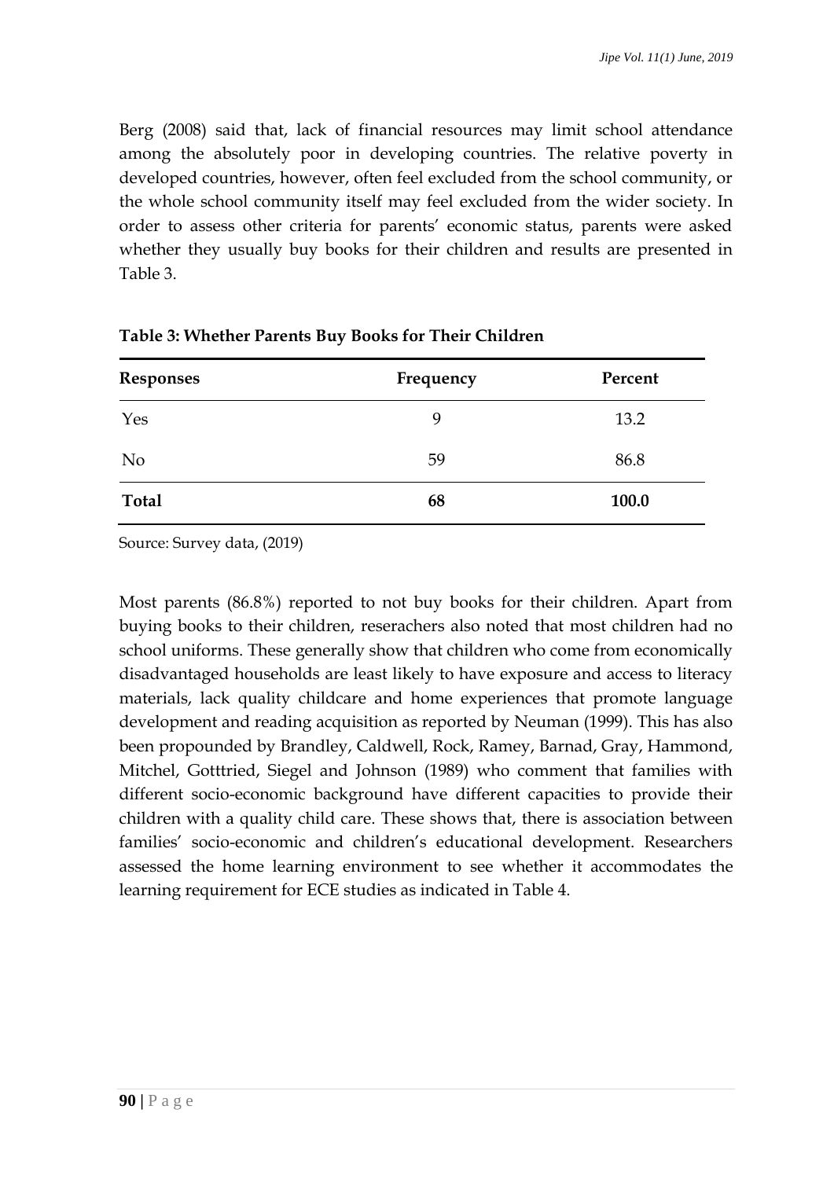Berg (2008) said that, lack of financial resources may limit school attendance among the absolutely poor in developing countries. The relative poverty in developed countries, however, often feel excluded from the school community, or the whole school community itself may feel excluded from the wider society. In order to assess other criteria for parents' economic status, parents were asked whether they usually buy books for their children and results are presented in Table 3.

**Table 3: Whether Parents Buy Books for Their Children**

| Responses | Frequency | Percent |
|---|---|---|
| Yes | 9 | 13.2 |
| No | 59 | 86.8 |
| **Total** | **68** | **100.0** |

Source: Survey data, (2019)

Most parents (86.8%) reported to not buy books for their children. Apart from buying books to their children, reserachers also noted that most children had no school uniforms. These generally show that children who come from economically disadvantaged households are least likely to have exposure and access to literacy materials, lack quality childcare and home experiences that promote language development and reading acquisition as reported by Neuman (1999). This has also been propounded by Brandley, Caldwell, Rock, Ramey, Barnad, Gray, Hammond, Mitchel, Gotttried, Siegel and Johnson (1989) who comment that families with different socio-economic background have different capacities to provide their children with a quality child care. These shows that, there is association between families' socio-economic and children's educational development. Researchers assessed the home learning environment to see whether it accommodates the learning requirement for ECE studies as indicated in Table 4.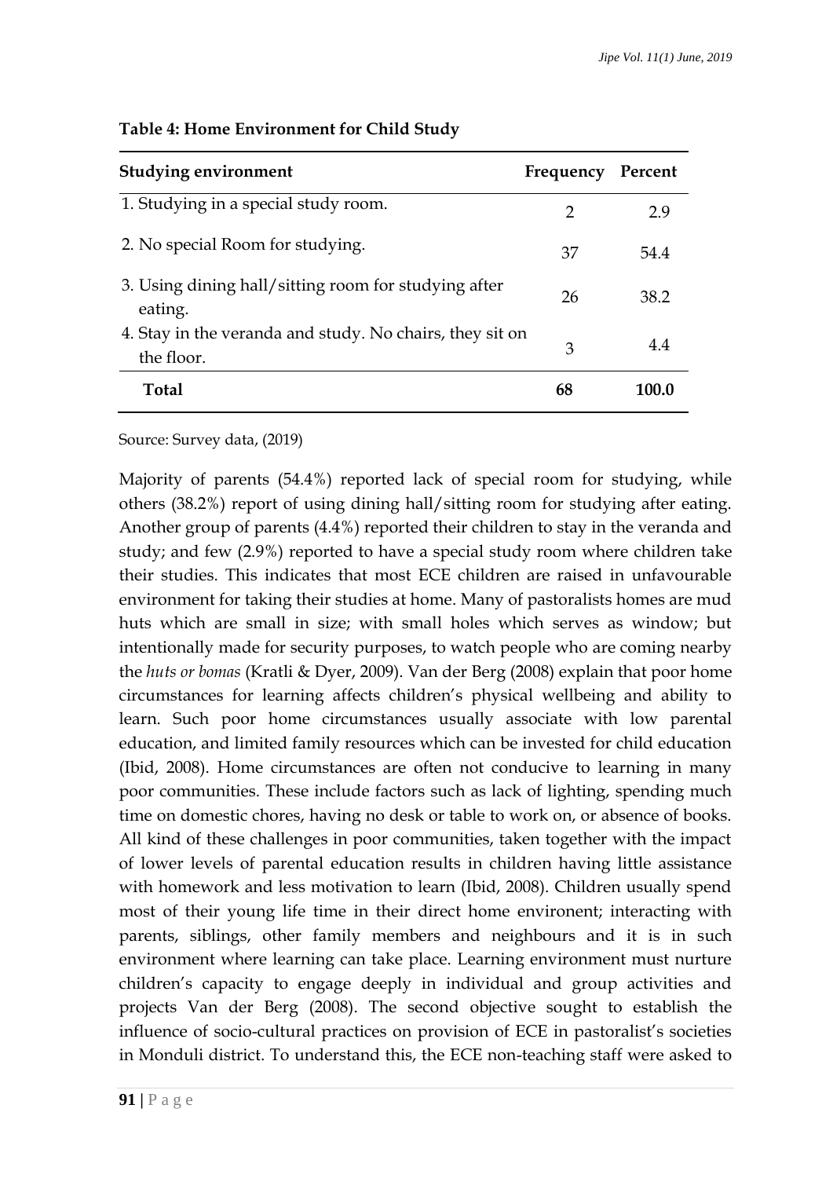**Table 4: Home Environment for Child Study**

| Studying environment | Frequency | Percent |
|---|---|---|
| 1. Studying in a special study room. | 2 | 2.9 |
| 2. No special Room for studying. | 37 | 54.4 |
| 3. Using dining hall/sitting room for studying after eating. | 26 | 38.2 |
| 4. Stay in the veranda and study. No chairs, they sit on the floor. | 3 | 4.4 |
| **Total** | **68** | **100.0** |

Source: Survey data, (2019)

Majority of parents (54.4%) reported lack of special room for studying, while others (38.2%) report of using dining hall/sitting room for studying after eating. Another group of parents (4.4%) reported their children to stay in the veranda and study; and few (2.9%) reported to have a special study room where children take their studies. This indicates that most ECE children are raised in unfavourable environment for taking their studies at home. Many of pastoralists homes are mud huts which are small in size; with small holes which serves as window; but intentionally made for security purposes, to watch people who are coming nearby the *huts or bomas* (Kratli & Dyer, 2009). Van der Berg (2008) explain that poor home circumstances for learning affects children's physical wellbeing and ability to learn. Such poor home circumstances usually associate with low parental education, and limited family resources which can be invested for child education (Ibid, 2008). Home circumstances are often not conducive to learning in many poor communities. These include factors such as lack of lighting, spending much time on domestic chores, having no desk or table to work on, or absence of books. All kind of these challenges in poor communities, taken together with the impact of lower levels of parental education results in children having little assistance with homework and less motivation to learn (Ibid, 2008). Children usually spend most of their young life time in their direct home environent; interacting with parents, siblings, other family members and neighbours and it is in such environment where learning can take place. Learning environment must nurture children's capacity to engage deeply in individual and group activities and projects Van der Berg (2008). The second objective sought to establish the influence of socio-cultural practices on provision of ECE in pastoralist's societies in Monduli district. To understand this, the ECE non-teaching staff were asked to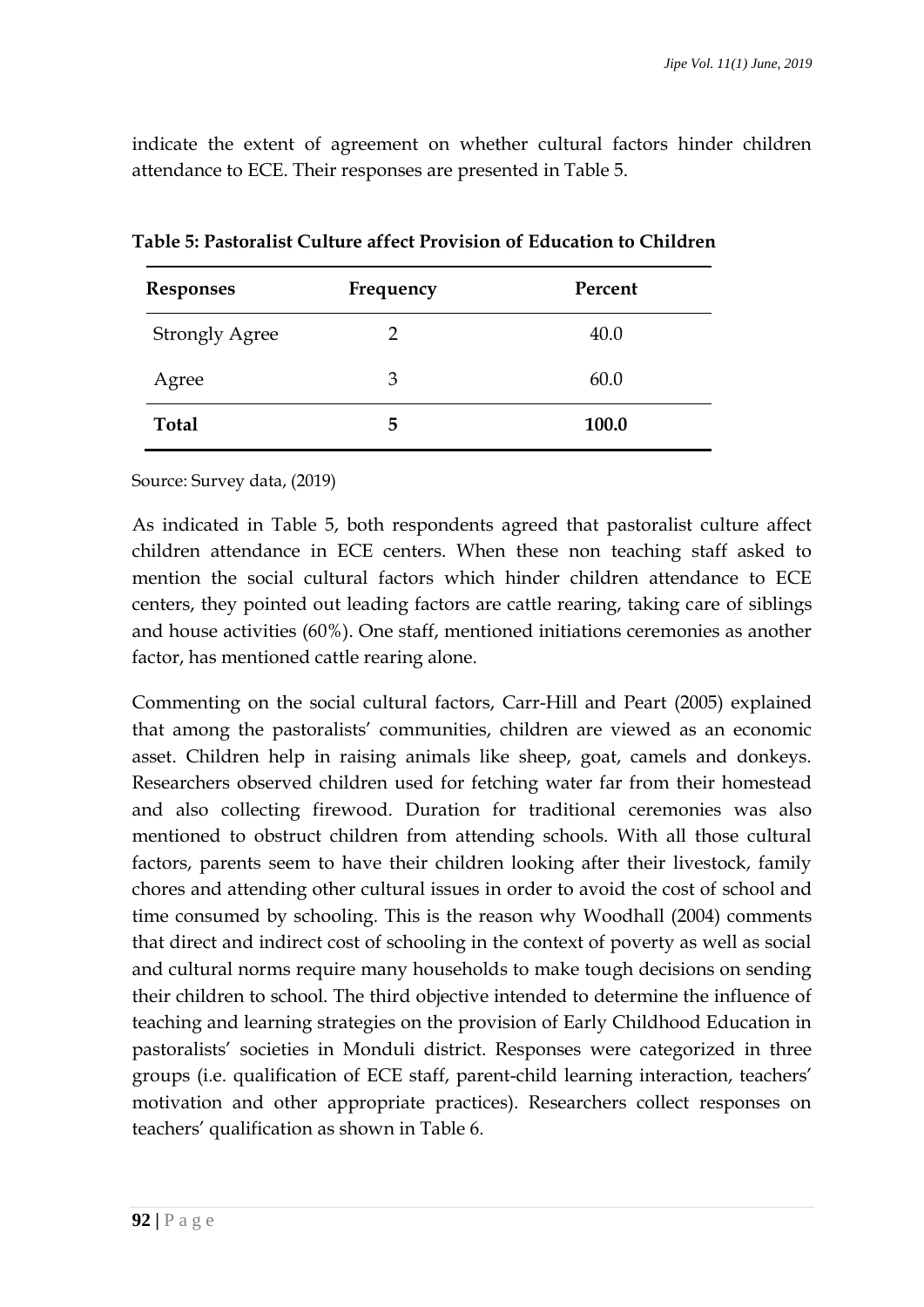indicate the extent of agreement on whether cultural factors hinder children attendance to ECE. Their responses are presented in Table 5.

**Table 5: Pastoralist Culture affect Provision of Education to Children**

| Responses | Frequency | Percent |
|---|---|---|
| Strongly Agree | 2 | 40.0 |
| Agree | 3 | 60.0 |
| **Total** | **5** | **100.0** |

Source: Survey data, (2019)

As indicated in Table 5, both respondents agreed that pastoralist culture affect children attendance in ECE centers. When these non teaching staff asked to mention the social cultural factors which hinder children attendance to ECE centers, they pointed out leading factors are cattle rearing, taking care of siblings and house activities (60%). One staff, mentioned initiations ceremonies as another factor, has mentioned cattle rearing alone.

Commenting on the social cultural factors, Carr-Hill and Peart (2005) explained that among the pastoralists' communities, children are viewed as an economic asset. Children help in raising animals like sheep, goat, camels and donkeys. Researchers observed children used for fetching water far from their homestead and also collecting firewood. Duration for traditional ceremonies was also mentioned to obstruct children from attending schools. With all those cultural factors, parents seem to have their children looking after their livestock, family chores and attending other cultural issues in order to avoid the cost of school and time consumed by schooling. This is the reason why Woodhall (2004) comments that direct and indirect cost of schooling in the context of poverty as well as social and cultural norms require many households to make tough decisions on sending their children to school. The third objective intended to determine the influence of teaching and learning strategies on the provision of Early Childhood Education in pastoralists' societies in Monduli district. Responses were categorized in three groups (i.e. qualification of ECE staff, parent-child learning interaction, teachers' motivation and other appropriate practices). Researchers collect responses on teachers' qualification as shown in Table 6.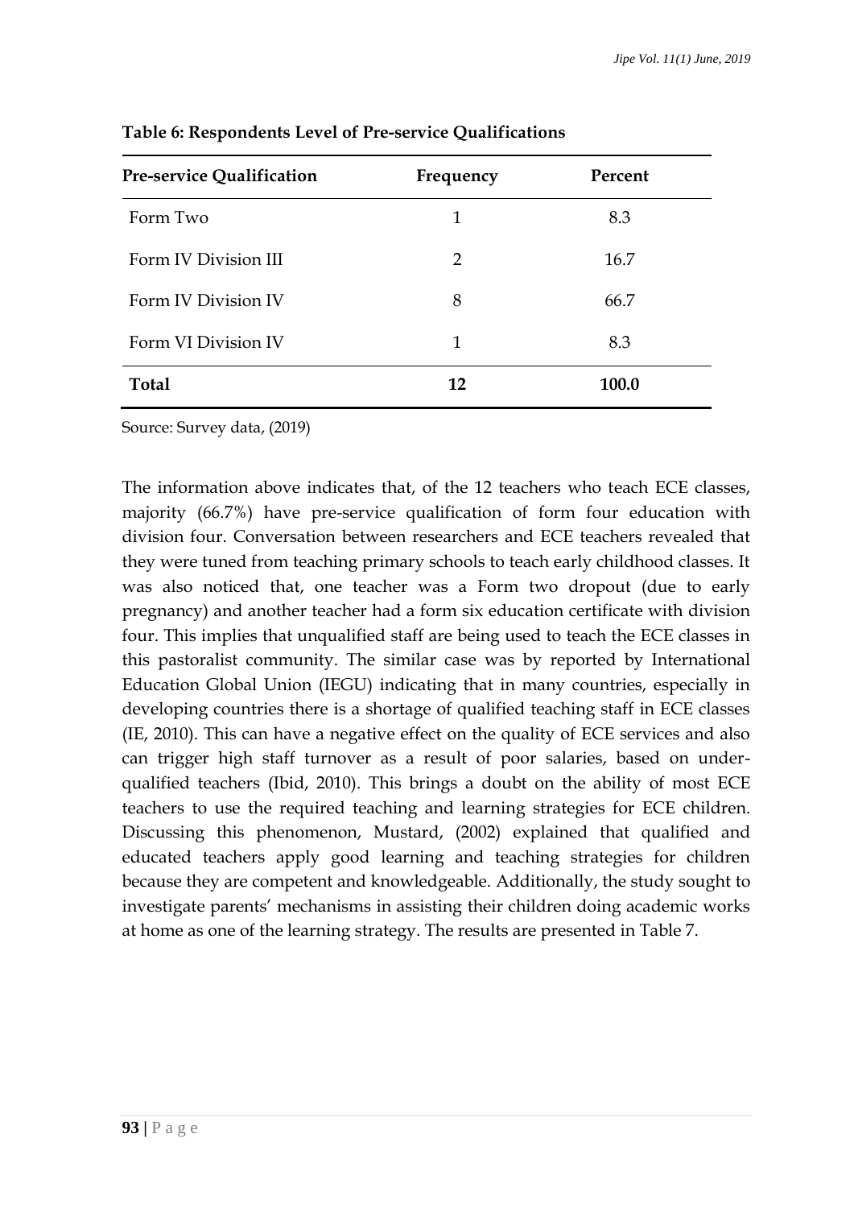**Table 6: Respondents Level of Pre-service Qualifications**

| Pre-service Qualification | Frequency | Percent |
|---|---|---|
| Form Two | 1 | 8.3 |
| Form IV Division III | 2 | 16.7 |
| Form IV Division IV | 8 | 66.7 |
| Form VI Division IV | 1 | 8.3 |
| **Total** | **12** | **100.0** |

Source: Survey data, (2019)

The information above indicates that, of the 12 teachers who teach ECE classes, majority (66.7%) have pre-service qualification of form four education with division four. Conversation between researchers and ECE teachers revealed that they were tuned from teaching primary schools to teach early childhood classes. It was also noticed that, one teacher was a Form two dropout (due to early pregnancy) and another teacher had a form six education certificate with division four. This implies that unqualified staff are being used to teach the ECE classes in this pastoralist community. The similar case was by reported by International Education Global Union (IEGU) indicating that in many countries, especially in developing countries there is a shortage of qualified teaching staff in ECE classes (IE, 2010). This can have a negative effect on the quality of ECE services and also can trigger high staff turnover as a result of poor salaries, based on under-qualified teachers (Ibid, 2010). This brings a doubt on the ability of most ECE teachers to use the required teaching and learning strategies for ECE children. Discussing this phenomenon, Mustard, (2002) explained that qualified and educated teachers apply good learning and teaching strategies for children because they are competent and knowledgeable. Additionally, the study sought to investigate parents' mechanisms in assisting their children doing academic works at home as one of the learning strategy. The results are presented in Table 7.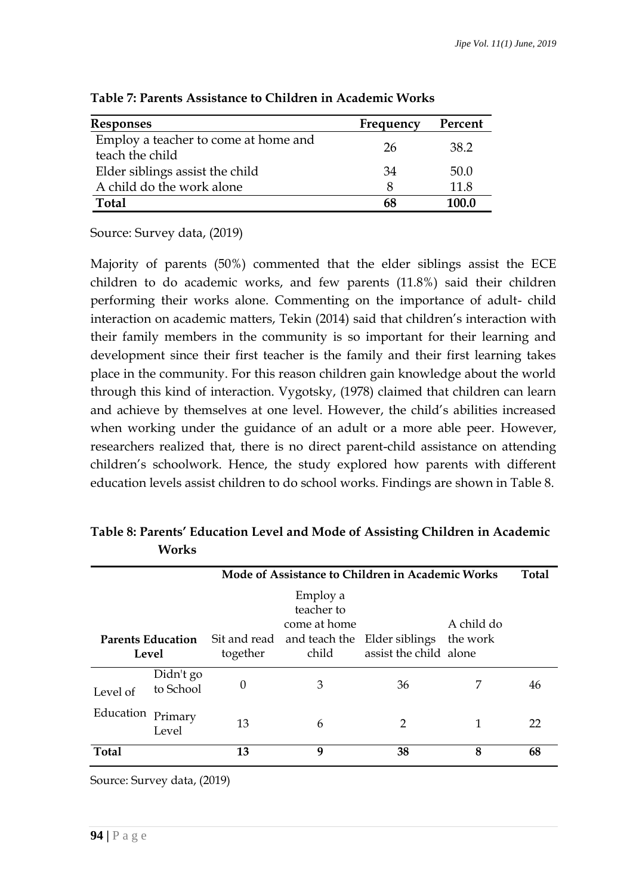**Table 7: Parents Assistance to Children in Academic Works**

| Responses | Frequency | Percent |
|---|---|---|
| Employ a teacher to come at home and teach the child | 26 | 38.2 |
| Elder siblings assist the child | 34 | 50.0 |
| A child do the work alone | 8 | 11.8 |
| **Total** | **68** | **100.0** |

Source: Survey data, (2019)

Majority of parents (50%) commented that the elder siblings assist the ECE children to do academic works, and few parents (11.8%) said their children performing their works alone. Commenting on the importance of adult- child interaction on academic matters, Tekin (2014) said that children's interaction with their family members in the community is so important for their learning and development since their first teacher is the family and their first learning takes place in the community. For this reason children gain knowledge about the world through this kind of interaction. Vygotsky, (1978) claimed that children can learn and achieve by themselves at one level. However, the child's abilities increased when working under the guidance of an adult or a more able peer. However, researchers realized that, there is no direct parent-child assistance on attending children's schoolwork. Hence, the study explored how parents with different education levels assist children to do school works. Findings are shown in Table 8.

**Table 8: Parents' Education Level and Mode of Assisting Children in Academic Works**

| | | **Mode of Assistance to Children in Academic Works** | | | | **Total** |
|---|---|---|---|---|---|---|
| **Parents Education Level** | | Sit and read together | Employ a teacher to come at home and teach the child | Elder siblings assist the child | A child do the work alone | |
| Level of Education | Didn't go to School | 0 | 3 | 36 | 7 | 46 |
| | Primary Level | 13 | 6 | 2 | 1 | 22 |
| **Total** | | **13** | **9** | **38** | **8** | **68** |

Source: Survey data, (2019)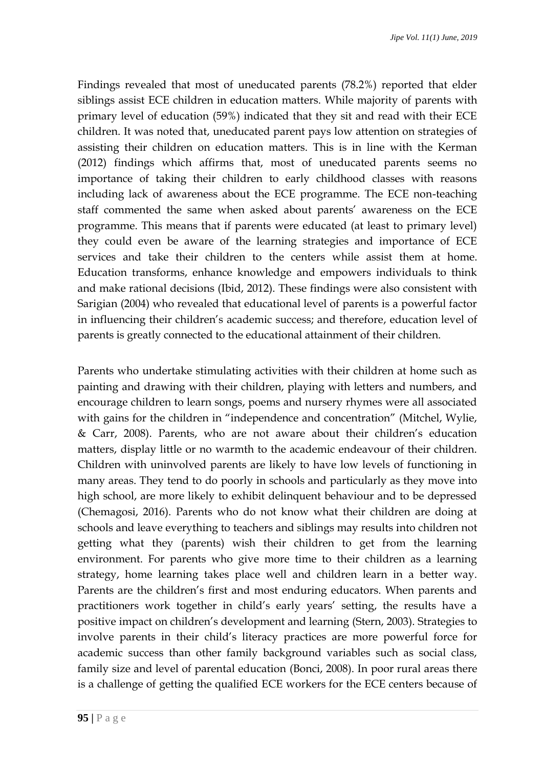Findings revealed that most of uneducated parents (78.2%) reported that elder siblings assist ECE children in education matters. While majority of parents with primary level of education (59%) indicated that they sit and read with their ECE children. It was noted that, uneducated parent pays low attention on strategies of assisting their children on education matters. This is in line with the Kerman (2012) findings which affirms that, most of uneducated parents seems no importance of taking their children to early childhood classes with reasons including lack of awareness about the ECE programme. The ECE non-teaching staff commented the same when asked about parents' awareness on the ECE programme. This means that if parents were educated (at least to primary level) they could even be aware of the learning strategies and importance of ECE services and take their children to the centers while assist them at home. Education transforms, enhance knowledge and empowers individuals to think and make rational decisions (Ibid, 2012). These findings were also consistent with Sarigian (2004) who revealed that educational level of parents is a powerful factor in influencing their children's academic success; and therefore, education level of parents is greatly connected to the educational attainment of their children.

Parents who undertake stimulating activities with their children at home such as painting and drawing with their children, playing with letters and numbers, and encourage children to learn songs, poems and nursery rhymes were all associated with gains for the children in "independence and concentration" (Mitchel, Wylie, & Carr, 2008). Parents, who are not aware about their children's education matters, display little or no warmth to the academic endeavour of their children. Children with uninvolved parents are likely to have low levels of functioning in many areas. They tend to do poorly in schools and particularly as they move into high school, are more likely to exhibit delinquent behaviour and to be depressed (Chemagosi, 2016). Parents who do not know what their children are doing at schools and leave everything to teachers and siblings may results into children not getting what they (parents) wish their children to get from the learning environment. For parents who give more time to their children as a learning strategy, home learning takes place well and children learn in a better way. Parents are the children's first and most enduring educators. When parents and practitioners work together in child's early years' setting, the results have a positive impact on children's development and learning (Stern, 2003). Strategies to involve parents in their child's literacy practices are more powerful force for academic success than other family background variables such as social class, family size and level of parental education (Bonci, 2008). In poor rural areas there is a challenge of getting the qualified ECE workers for the ECE centers because of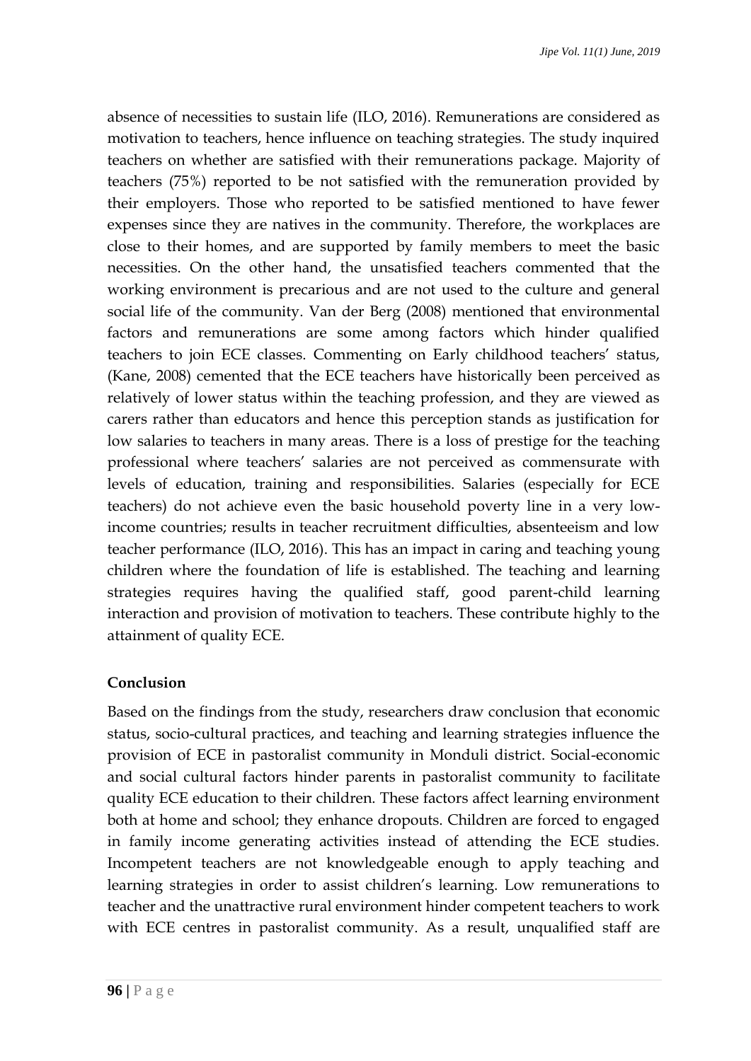absence of necessities to sustain life (ILO, 2016). Remunerations are considered as motivation to teachers, hence influence on teaching strategies. The study inquired teachers on whether are satisfied with their remunerations package. Majority of teachers (75%) reported to be not satisfied with the remuneration provided by their employers. Those who reported to be satisfied mentioned to have fewer expenses since they are natives in the community. Therefore, the workplaces are close to their homes, and are supported by family members to meet the basic necessities. On the other hand, the unsatisfied teachers commented that the working environment is precarious and are not used to the culture and general social life of the community. Van der Berg (2008) mentioned that environmental factors and remunerations are some among factors which hinder qualified teachers to join ECE classes. Commenting on Early childhood teachers' status, (Kane, 2008) cemented that the ECE teachers have historically been perceived as relatively of lower status within the teaching profession, and they are viewed as carers rather than educators and hence this perception stands as justification for low salaries to teachers in many areas. There is a loss of prestige for the teaching professional where teachers' salaries are not perceived as commensurate with levels of education, training and responsibilities. Salaries (especially for ECE teachers) do not achieve even the basic household poverty line in a very low-income countries; results in teacher recruitment difficulties, absenteeism and low teacher performance (ILO, 2016). This has an impact in caring and teaching young children where the foundation of life is established. The teaching and learning strategies requires having the qualified staff, good parent-child learning interaction and provision of motivation to teachers. These contribute highly to the attainment of quality ECE.

## Conclusion

Based on the findings from the study, researchers draw conclusion that economic status, socio-cultural practices, and teaching and learning strategies influence the provision of ECE in pastoralist community in Monduli district. Social-economic and social cultural factors hinder parents in pastoralist community to facilitate quality ECE education to their children. These factors affect learning environment both at home and school; they enhance dropouts. Children are forced to engaged in family income generating activities instead of attending the ECE studies. Incompetent teachers are not knowledgeable enough to apply teaching and learning strategies in order to assist children's learning. Low remunerations to teacher and the unattractive rural environment hinder competent teachers to work with ECE centres in pastoralist community. As a result, unqualified staff are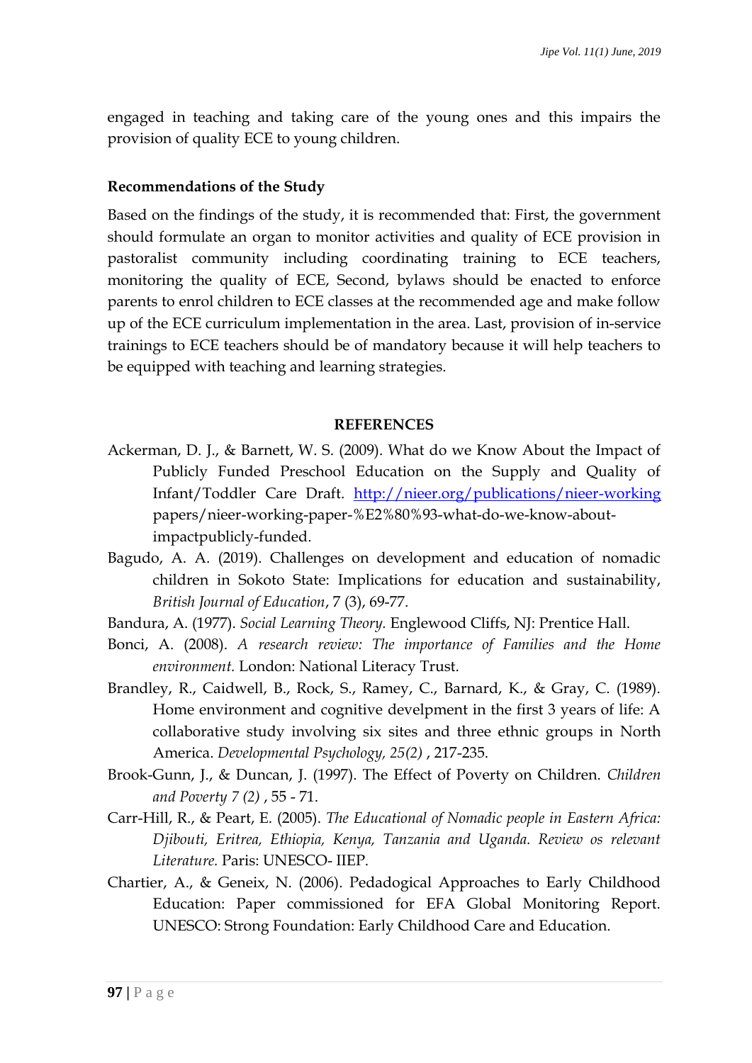engaged in teaching and taking care of the young ones and this impairs the provision of quality ECE to young children.

### Recommendations of the Study

Based on the findings of the study, it is recommended that: First, the government should formulate an organ to monitor activities and quality of ECE provision in pastoralist community including coordinating training to ECE teachers, monitoring the quality of ECE, Second, bylaws should be enacted to enforce parents to enrol children to ECE classes at the recommended age and make follow up of the ECE curriculum implementation in the area. Last, provision of in-service trainings to ECE teachers should be of mandatory because it will help teachers to be equipped with teaching and learning strategies.

## REFERENCES

Ackerman, D. J., & Barnett, W. S. (2009). What do we Know About the Impact of Publicly Funded Preschool Education on the Supply and Quality of Infant/Toddler Care Draft. http://nieer.org/publications/nieer-working papers/nieer-working-paper-%E2%80%93-what-do-we-know-about-impactpublicly-funded.

Bagudo, A. A. (2019). Challenges on development and education of nomadic children in Sokoto State: Implications for education and sustainability, *British Journal of Education*, 7 (3), 69-77.

Bandura, A. (1977). *Social Learning Theory.* Englewood Cliffs, NJ: Prentice Hall.

Bonci, A. (2008). *A research review: The importance of Families and the Home environment.* London: National Literacy Trust.

Brandley, R., Caidwell, B., Rock, S., Ramey, C., Barnard, K., & Gray, C. (1989). Home environment and cognitive develpment in the first 3 years of life: A collaborative study involving six sites and three ethnic groups in North America. *Developmental Psychology, 25(2)* , 217-235.

Brook-Gunn, J., & Duncan, J. (1997). The Effect of Poverty on Children. *Children and Poverty 7 (2)* , 55 - 71.

Carr-Hill, R., & Peart, E. (2005). *The Educational of Nomadic people in Eastern Africa: Djibouti, Eritrea, Ethiopia, Kenya, Tanzania and Uganda. Review os relevant Literature.* Paris: UNESCO- IIEP.

Chartier, A., & Geneix, N. (2006). Pedagogical Approaches to Early Childhood Education: Paper commissioned for EFA Global Monitoring Report. UNESCO: Strong Foundation: Early Childhood Care and Education.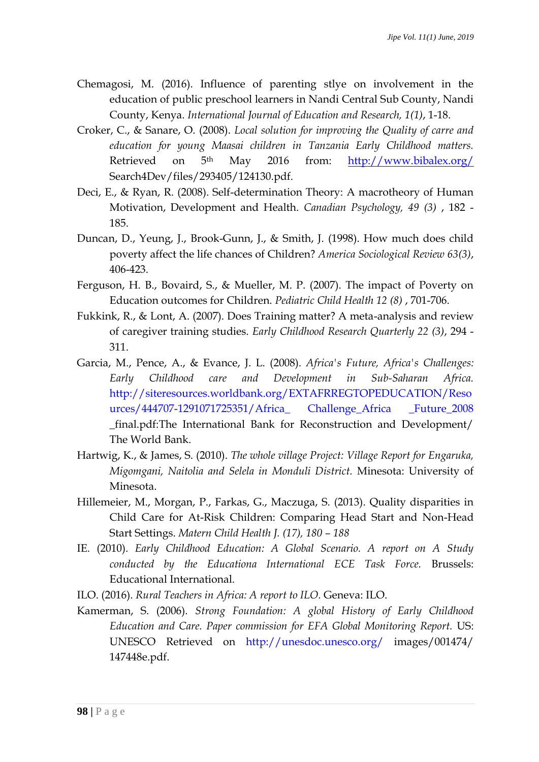Chemagosi, M. (2016). Influence of parenting stlye on involvement in the education of public preschool learners in Nandi Central Sub County, Nandi County, Kenya. *International Journal of Education and Research, 1(1)*, 1-18.

Croker, C., & Sanare, O. (2008). *Local solution for improving the Quality of carre and education for young Maasai children in Tanzania Early Childhood matters.* Retrieved on 5th May 2016 from: http://www.bibalex.org/ Search4Dev/files/293405/124130.pdf.

Deci, E., & Ryan, R. (2008). Self-determination Theory: A macrotheory of Human Motivation, Development and Health. *Canadian Psychology, 49 (3)* , 182 - 185.

Duncan, D., Yeung, J., Brook-Gunn, J., & Smith, J. (1998). How much does child poverty affect the life chances of Children? *America Sociological Review 63(3)*, 406-423.

Ferguson, H. B., Bovaird, S., & Mueller, M. P. (2007). The impact of Poverty on Education outcomes for Children. *Pediatric Child Health 12 (8)* , 701-706.

Fukkink, R., & Lont, A. (2007). Does Training matter? A meta-analysis and review of caregiver training studies. *Early Childhood Research Quarterly 22 (3)*, 294 - 311.

Garcia, M., Pence, A., & Evance, J. L. (2008). *Africa's Future, Africa's Challenges: Early Childhood care and Development in Sub-Saharan Africa.* http://siteresources.worldbank.org/EXTAFRREGTOPEDUCATION/Resources/444707-1291071725351/Africa_ Challenge_Africa _Future_2008 _final.pdf:The International Bank for Reconstruction and Development/ The World Bank.

Hartwig, K., & James, S. (2010). *The whole village Project: Village Report for Engaruka, Migomgani, Naitolia and Selela in Monduli District.* Minesota: University of Minesota.

Hillemeier, M., Morgan, P., Farkas, G., Maczuga, S. (2013). Quality disparities in Child Care for At-Risk Children: Comparing Head Start and Non-Head Start Settings. *Matern Child Health J. (17), 180 – 188*

IE. (2010). *Early Childhood Education: A Global Scenario. A report on A Study conducted by the Educationa International ECE Task Force.* Brussels: Educational International.

ILO. (2016). *Rural Teachers in Africa: A report to ILO.* Geneva: ILO.

Kamerman, S. (2006). *Strong Foundation: A global History of Early Childhood Education and Care. Paper commission for EFA Global Monitoring Report.* US: UNESCO Retrieved on http://unesdoc.unesco.org/ images/001474/ 147448e.pdf.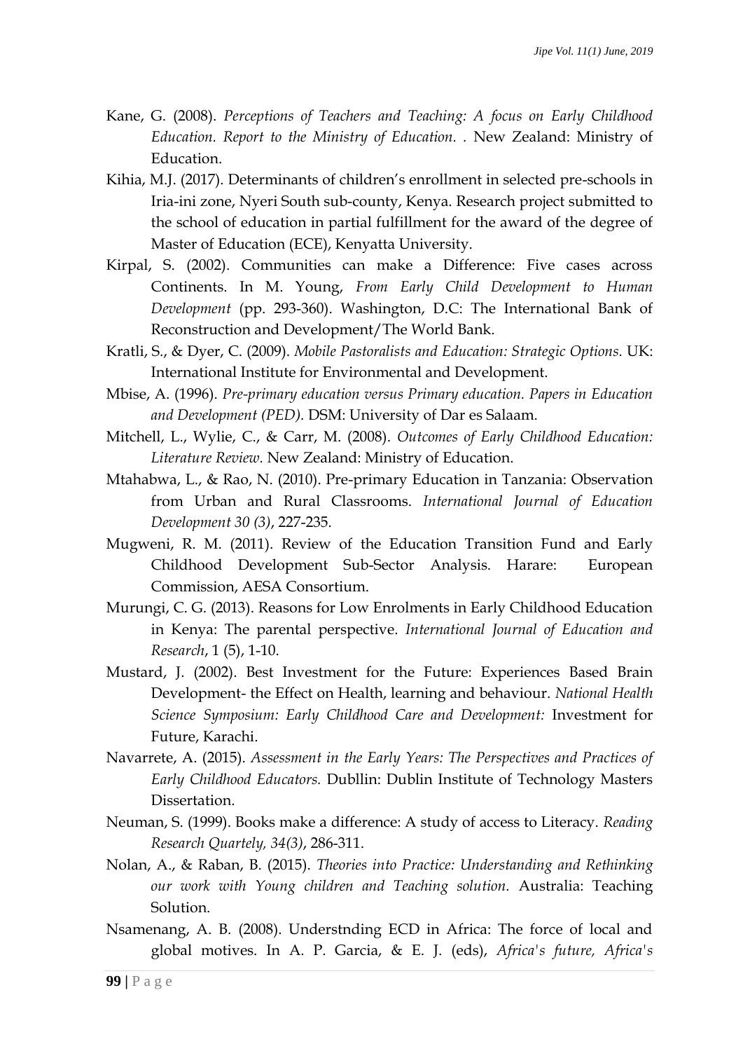Kane, G. (2008). *Perceptions of Teachers and Teaching: A focus on Early Childhood Education. Report to the Ministry of Education. .* New Zealand: Ministry of Education.

Kihia, M.J. (2017). Determinants of children's enrollment in selected pre-schools in Iria-ini zone, Nyeri South sub-county, Kenya. Research project submitted to the school of education in partial fulfillment for the award of the degree of Master of Education (ECE), Kenyatta University.

Kirpal, S. (2002). Communities can make a Difference: Five cases across Continents. In M. Young, *From Early Child Development to Human Development* (pp. 293-360). Washington, D.C: The International Bank of Reconstruction and Development/The World Bank.

Kratli, S., & Dyer, C. (2009). *Mobile Pastoralists and Education: Strategic Options.* UK: International Institute for Environmental and Development.

Mbise, A. (1996). *Pre-primary education versus Primary education. Papers in Education and Development (PED).* DSM: University of Dar es Salaam.

Mitchell, L., Wylie, C., & Carr, M. (2008). *Outcomes of Early Childhood Education: Literature Review.* New Zealand: Ministry of Education.

Mtahabwa, L., & Rao, N. (2010). Pre-primary Education in Tanzania: Observation from Urban and Rural Classrooms. *International Journal of Education Development 30 (3)*, 227-235.

Mugweni, R. M. (2011). Review of the Education Transition Fund and Early Childhood Development Sub-Sector Analysis. Harare: European Commission, AESA Consortium.

Murungi, C. G. (2013). Reasons for Low Enrolments in Early Childhood Education in Kenya: The parental perspective. *International Journal of Education and Research*, 1 (5), 1-10.

Mustard, J. (2002). Best Investment for the Future: Experiences Based Brain Development- the Effect on Health, learning and behaviour. *National Health Science Symposium: Early Childhood Care and Development:* Investment for Future, Karachi.

Navarrete, A. (2015). *Assessment in the Early Years: The Perspectives and Practices of Early Childhood Educators.* Dubllin: Dublin Institute of Technology Masters Dissertation.

Neuman, S. (1999). Books make a difference: A study of access to Literacy. *Reading Research Quartely, 34(3)*, 286-311.

Nolan, A., & Raban, B. (2015). *Theories into Practice: Understanding and Rethinking our work with Young children and Teaching solution.* Australia: Teaching Solution.

Nsamenang, A. B. (2008). Understnding ECD in Africa: The force of local and global motives. In A. P. Garcia, & E. J. (eds), *Africa's future, Africa's*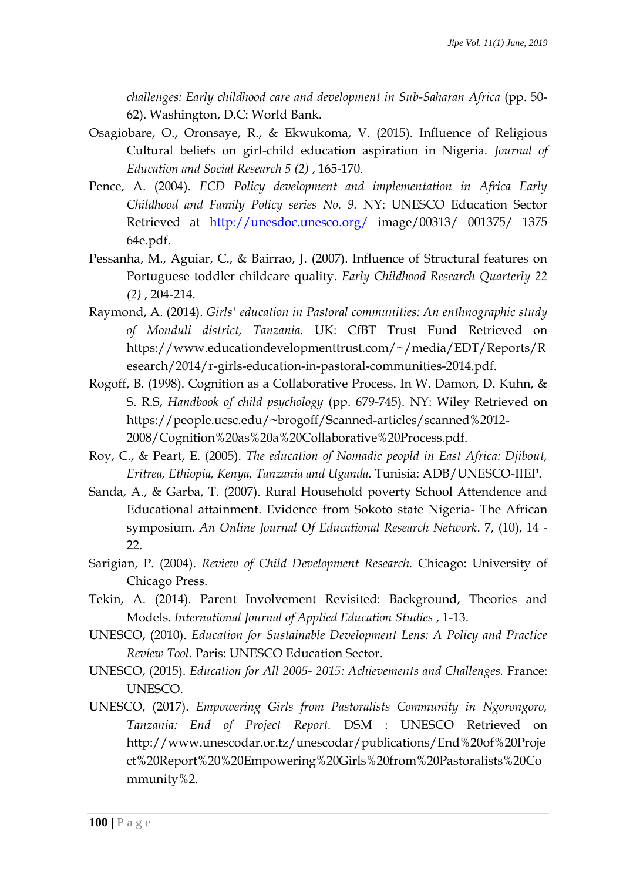*challenges: Early childhood care and development in Sub-Saharan Africa* (pp. 50-62). Washington, D.C: World Bank.

Osagiobare, O., Oronsaye, R., & Ekwukoma, V. (2015). Influence of Religious Cultural beliefs on girl-child education aspiration in Nigeria. *Journal of Education and Social Research 5 (2)* , 165-170.

Pence, A. (2004). *ECD Policy development and implementation in Africa Early Childhood and Family Policy series No. 9.* NY: UNESCO Education Sector Retrieved at http://unesdoc.unesco.org/ image/00313/ 001375/ 1375 64e.pdf.

Pessanha, M., Aguiar, C., & Bairrao, J. (2007). Influence of Structural features on Portuguese toddler childcare quality. *Early Childhood Research Quarterly 22 (2)* , 204-214.

Raymond, A. (2014). *Girls' education in Pastoral communities: An enthnographic study of Monduli district, Tanzania.* UK: CfBT Trust Fund Retrieved on https://www.educationdevelopmenttrust.com/~/media/EDT/Reports/Research/2014/r-girls-education-in-pastoral-communities-2014.pdf.

Rogoff, B. (1998). Cognition as a Collaborative Process. In W. Damon, D. Kuhn, & S. R.S, *Handbook of child psychology* (pp. 679-745). NY: Wiley Retrieved on https://people.ucsc.edu/~brogoff/Scanned-articles/scanned%2012-2008/Cognition%20as%20a%20Collaborative%20Process.pdf.

Roy, C., & Peart, E. (2005). *The education of Nomadic peopld in East Africa: Djibout, Eritrea, Ethiopia, Kenya, Tanzania and Uganda.* Tunisia: ADB/UNESCO-IIEP.

Sanda, A., & Garba, T. (2007). Rural Household poverty School Attendence and Educational attainment. Evidence from Sokoto state Nigeria- The African symposium. *An Online Journal Of Educational Research Network*. 7, (10), 14 - 22.

Sarigian, P. (2004). *Review of Child Development Research.* Chicago: University of Chicago Press.

Tekin, A. (2014). Parent Involvement Revisited: Background, Theories and Models. *International Journal of Applied Education Studies* , 1-13.

UNESCO, (2010). *Education for Sustainable Development Lens: A Policy and Practice Review Tool.* Paris: UNESCO Education Sector.

UNESCO, (2015). *Education for All 2005- 2015: Achievements and Challenges.* France: UNESCO.

UNESCO, (2017). *Empowering Girls from Pastoralists Community in Ngorongoro, Tanzania: End of Project Report.* DSM : UNESCO Retrieved on http://www.unescodar.or.tz/unescodar/publications/End%20of%20Project%20Report%20%20Empowering%20Girls%20from%20Pastoralists%20Community%2.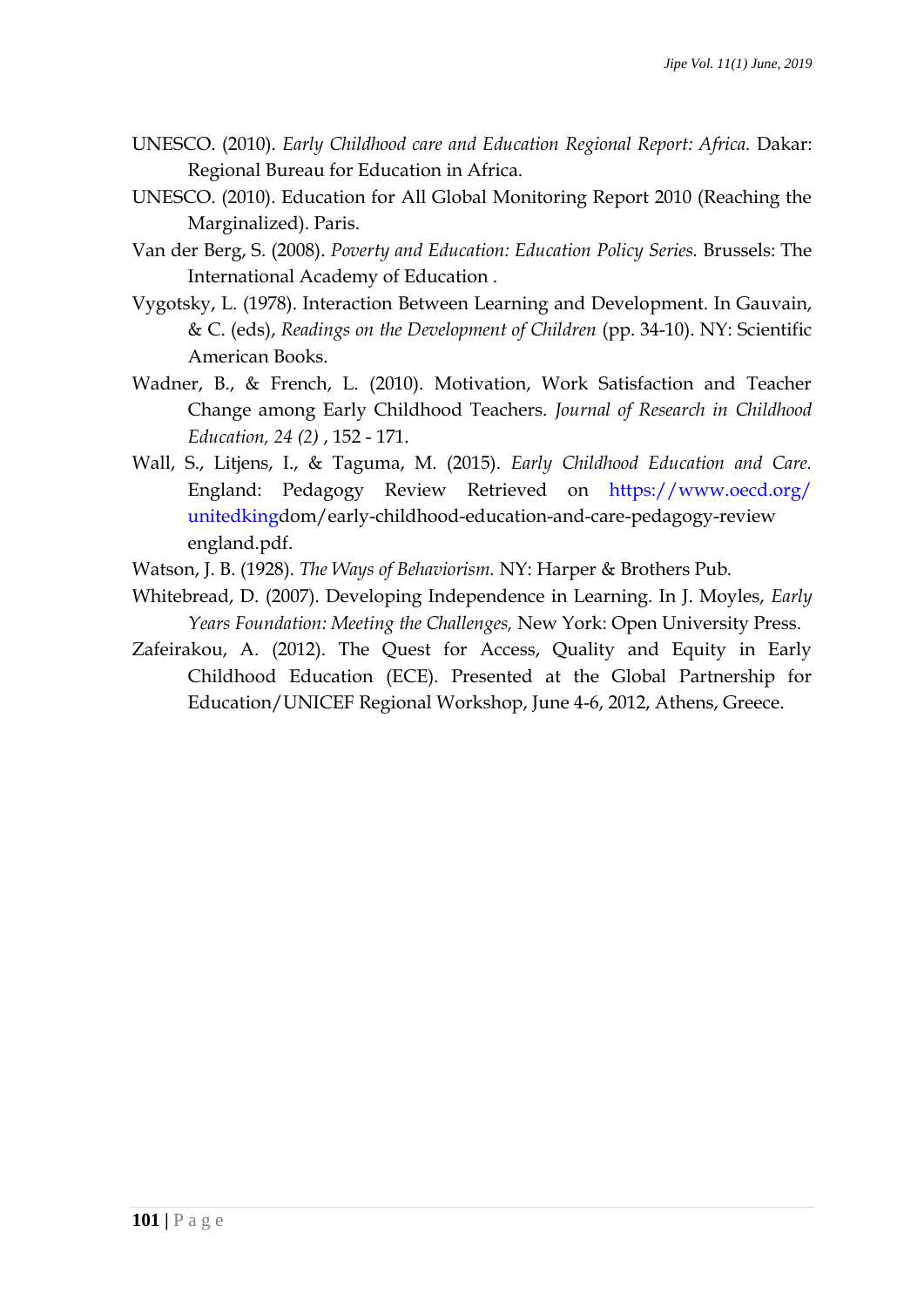UNESCO. (2010). *Early Childhood care and Education Regional Report: Africa.* Dakar: Regional Bureau for Education in Africa.

UNESCO. (2010). Education for All Global Monitoring Report 2010 (Reaching the Marginalized). Paris.

Van der Berg, S. (2008). *Poverty and Education: Education Policy Series.* Brussels: The International Academy of Education .

Vygotsky, L. (1978). Interaction Between Learning and Development. In Gauvain, & C. (eds), *Readings on the Development of Children* (pp. 34-10). NY: Scientific American Books.

Wadner, B., & French, L. (2010). Motivation, Work Satisfaction and Teacher Change among Early Childhood Teachers. *Journal of Research in Childhood Education, 24 (2)* , 152 - 171.

Wall, S., Litjens, I., & Taguma, M. (2015). *Early Childhood Education and Care.* England: Pedagogy Review Retrieved on https://www.oecd.org/unitedkingdom/early-childhood-education-and-care-pedagogy-review england.pdf.

Watson, J. B. (1928). *The Ways of Behaviorism.* NY: Harper & Brothers Pub.

Whitebread, D. (2007). Developing Independence in Learning. In J. Moyles, *Early Years Foundation: Meeting the Challenges,* New York: Open University Press.

Zafeirakou, A. (2012). The Quest for Access, Quality and Equity in Early Childhood Education (ECE). Presented at the Global Partnership for Education/UNICEF Regional Workshop, June 4-6, 2012, Athens, Greece.